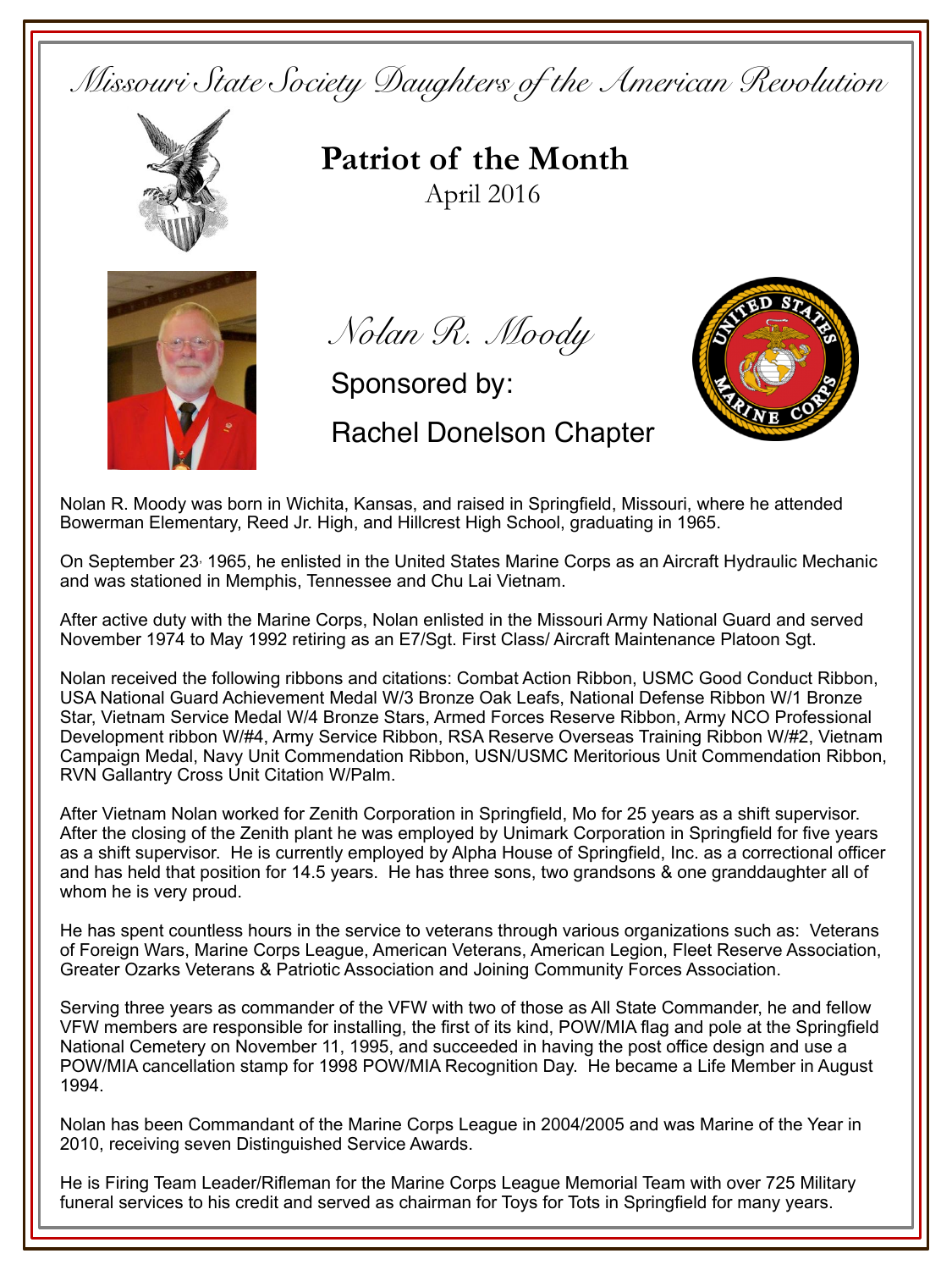*Missouri State Society Daughters of the American Revolution*

# Patriot of the Month

April 2016

## *Nolan R. Moody*

Sponsored by:

Rachel Donelson Chapter

Nolan R. Moody was born in Wichita, Kansas, and raised in Springfield, Missouri, where he attended Bowerman Elementary, Reed Jr. High, and Hillcrest High School, graduating in 1965.

On September 23, 1965, he enlisted in the United States Marine Corps as an Aircraft Hydraulic Mechanic and was stationed in Memphis, Tennessee and Chu Lai Vietnam.

After active duty with the Marine Corps, Nolan enlisted in the Missouri Army National Guard and served November 1974 to May 1992 retiring as an E7/Sgt. First Class/ Aircraft Maintenance Platoon Sgt.

Nolan received the following ribbons and citations: Combat Action Ribbon, USMC Good Conduct Ribbon, USA National Guard Achievement Medal W/3 Bronze Oak Leafs, National Defense Ribbon W/1 Bronze Star, Vietnam Service Medal W/4 Bronze Stars, Armed Forces Reserve Ribbon, Army NCO Professional Development ribbon W/#4, Army Service Ribbon, RSA Reserve Overseas Training Ribbon W/#2, Vietnam Campaign Medal, Navy Unit Commendation Ribbon, USN/USMC Meritorious Unit Commendation Ribbon, RVN Gallantry Cross Unit Citation W/Palm.

After Vietnam Nolan worked for Zenith Corporation in Springfield, Mo for 25 years as a shift supervisor. After the closing of the Zenith plant he was employed by Unimark Corporation in Springfield for five years as a shift supervisor. He is currently employed by Alpha House of Springfield, Inc. as a correctional officer and has held that position for 14.5 years. He has three sons, two grandsons & one granddaughter all of whom he is very proud.

He has spent countless hours in the service to veterans through various organizations such as: Veterans of Foreign Wars, Marine Corps League, American Veterans, American Legion, Fleet Reserve Association, Greater Ozarks Veterans & Patriotic Association and Joining Community Forces Association.

Serving three years as commander of the VFW with two of those as All State Commander, he and fellow VFW members are responsible for installing, the first of its kind, POW/MIA flag and pole at the Springfield National Cemetery on November 11, 1995, and succeeded in having the post office design and use a POW/MIA cancellation stamp for 1998 POW/MIA Recognition Day. He became a Life Member in August 1994.

Nolan has been Commandant of the Marine Corps League in 2004/2005 and was Marine of the Year in 2010, receiving seven Distinguished Service Awards.

He is Firing Team Leader/Rifleman for the Marine Corps League Memorial Team with over 725 Military funeral services to his credit and served as chairman for Toys for Tots in Springfield for many years.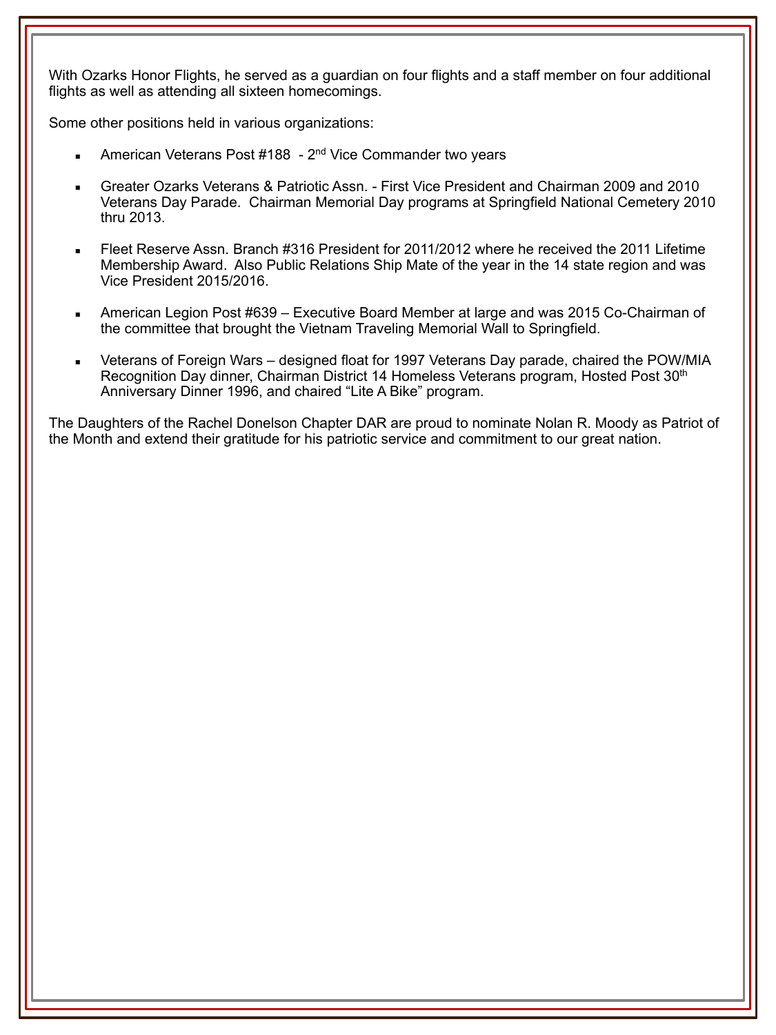With Ozarks Honor Flights, he served as a guardian on four flights and a staff member on four additional flights as well as attending all sixteen homecomings.

Some other positions held in various organizations:

- American Veterans Post #188 - 2nd Vice Commander two years
- Greater Ozarks Veterans & Patriotic Assn. - First Vice President and Chairman 2009 and 2010 Veterans Day Parade. Chairman Memorial Day programs at Springfield National Cemetery 2010 thru 2013.
- Fleet Reserve Assn. Branch #316 President for 2011/2012 where he received the 2011 Lifetime Membership Award. Also Public Relations Ship Mate of the year in the 14 state region and was Vice President 2015/2016.
- American Legion Post #639 – Executive Board Member at large and was 2015 Co-Chairman of the committee that brought the Vietnam Traveling Memorial Wall to Springfield.
- Veterans of Foreign Wars – designed float for 1997 Veterans Day parade, chaired the POW/MIA Recognition Day dinner, Chairman District 14 Homeless Veterans program, Hosted Post 30th Anniversary Dinner 1996, and chaired "Lite A Bike" program.

The Daughters of the Rachel Donelson Chapter DAR are proud to nominate Nolan R. Moody as Patriot of the Month and extend their gratitude for his patriotic service and commitment to our great nation.